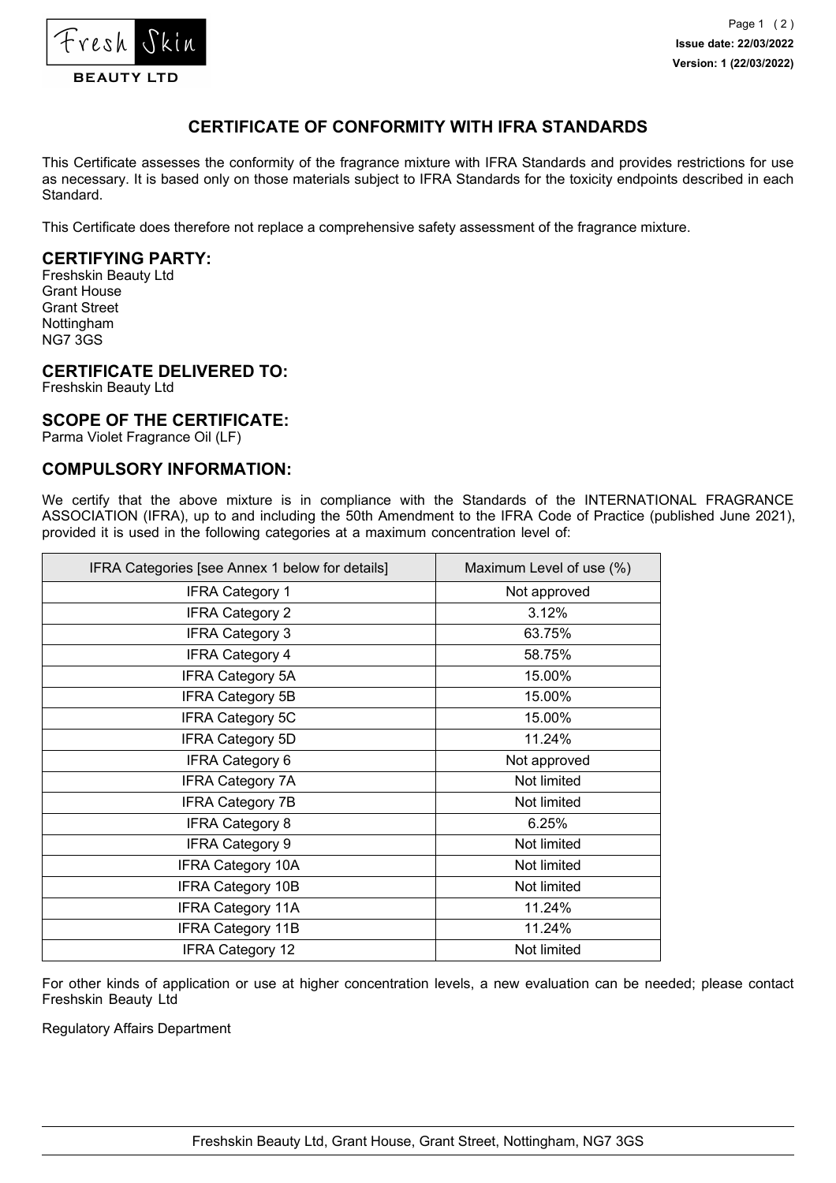# CERTIFICATE OF CONFORMITY WITH IFRA STANDARDS

This Certificate assesses the conformity of the fragrance mixture with IFRA Standards and provides restrictions for use as necessary. It is based only on those materials subject to IFRA Standards for the toxicity endpoints described in each Standard.

This Certificate does therefore not replace a comprehensive safety assessment of the fragrance mixture.

## CERTIFYING PARTY:

Freshskin Beauty Ltd
Grant House
Grant Street
Nottingham
NG7 3GS

## CERTIFICATE DELIVERED TO:

Freshskin Beauty Ltd

## SCOPE OF THE CERTIFICATE:

Parma Violet Fragrance Oil (LF)

## COMPULSORY INFORMATION:

We certify that the above mixture is in compliance with the Standards of the INTERNATIONAL FRAGRANCE ASSOCIATION (IFRA), up to and including the 50th Amendment to the IFRA Code of Practice (published June 2021), provided it is used in the following categories at a maximum concentration level of:

| IFRA Categories [see Annex 1 below for details] | Maximum Level of use (%) |
|---|---|
| IFRA Category 1 | Not approved |
| IFRA Category 2 | 3.12% |
| IFRA Category 3 | 63.75% |
| IFRA Category 4 | 58.75% |
| IFRA Category 5A | 15.00% |
| IFRA Category 5B | 15.00% |
| IFRA Category 5C | 15.00% |
| IFRA Category 5D | 11.24% |
| IFRA Category 6 | Not approved |
| IFRA Category 7A | Not limited |
| IFRA Category 7B | Not limited |
| IFRA Category 8 | 6.25% |
| IFRA Category 9 | Not limited |
| IFRA Category 10A | Not limited |
| IFRA Category 10B | Not limited |
| IFRA Category 11A | 11.24% |
| IFRA Category 11B | 11.24% |
| IFRA Category 12 | Not limited |

For other kinds of application or use at higher concentration levels, a new evaluation can be needed; please contact Freshskin Beauty Ltd

Regulatory Affairs Department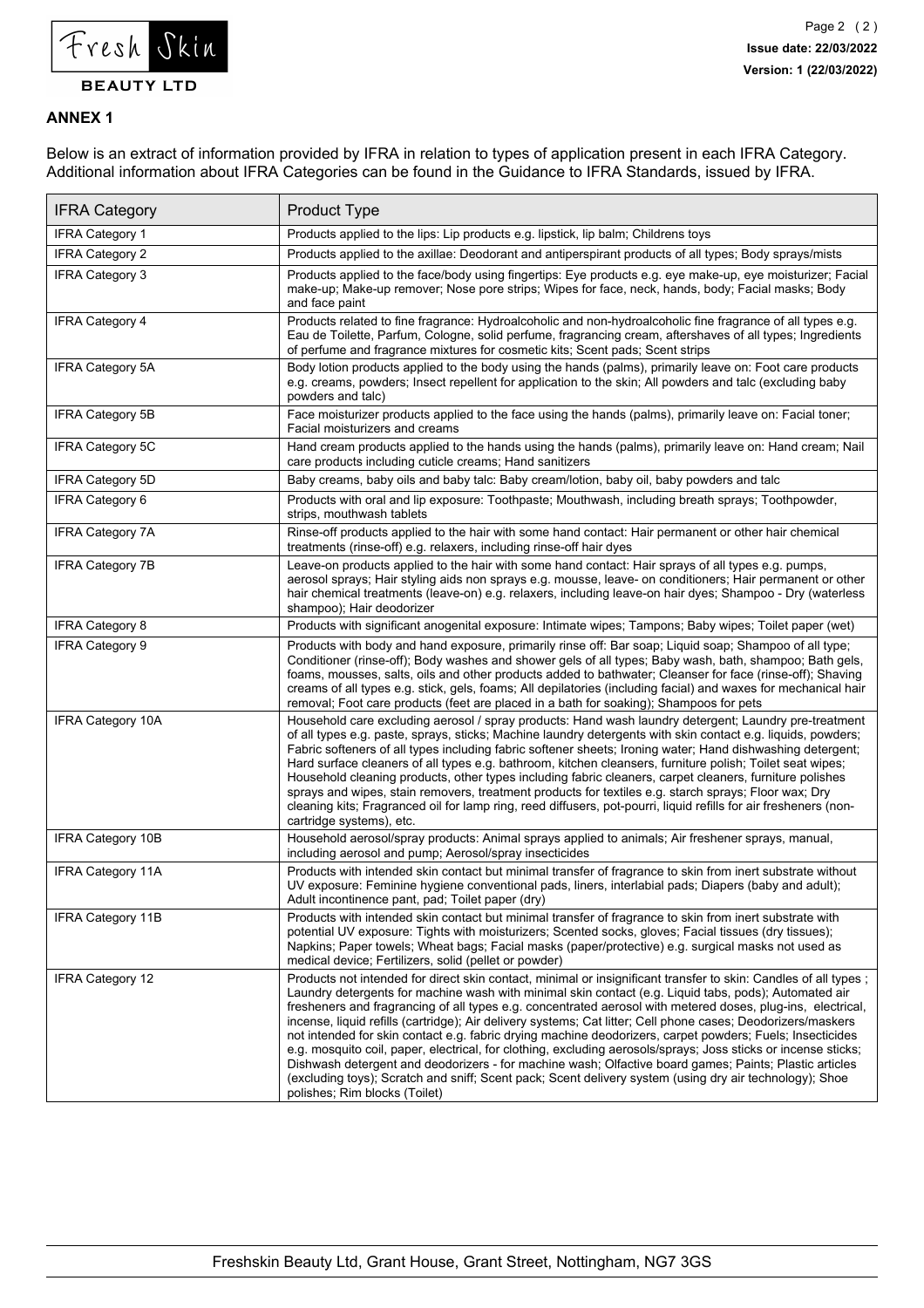## ANNEX 1

Below is an extract of information provided by IFRA in relation to types of application present in each IFRA Category. Additional information about IFRA Categories can be found in the Guidance to IFRA Standards, issued by IFRA.

| IFRA Category | Product Type |
|---|---|
| IFRA Category 1 | Products applied to the lips: Lip products e.g. lipstick, lip balm; Childrens toys |
| IFRA Category 2 | Products applied to the axillae: Deodorant and antiperspirant products of all types; Body sprays/mists |
| IFRA Category 3 | Products applied to the face/body using fingertips: Eye products e.g. eye make-up, eye moisturizer; Facial make-up; Make-up remover; Nose pore strips; Wipes for face, neck, hands, body; Facial masks; Body and face paint |
| IFRA Category 4 | Products related to fine fragrance: Hydroalcoholic and non-hydroalcoholic fine fragrance of all types e.g. Eau de Toilette, Parfum, Cologne, solid perfume, fragrancing cream, aftershaves of all types; Ingredients of perfume and fragrance mixtures for cosmetic kits; Scent pads; Scent strips |
| IFRA Category 5A | Body lotion products applied to the body using the hands (palms), primarily leave on: Foot care products e.g. creams, powders; Insect repellent for application to the skin; All powders and talc (excluding baby powders and talc) |
| IFRA Category 5B | Face moisturizer products applied to the face using the hands (palms), primarily leave on: Facial toner; Facial moisturizers and creams |
| IFRA Category 5C | Hand cream products applied to the hands using the hands (palms), primarily leave on: Hand cream; Nail care products including cuticle creams; Hand sanitizers |
| IFRA Category 5D | Baby creams, baby oils and baby talc: Baby cream/lotion, baby oil, baby powders and talc |
| IFRA Category 6 | Products with oral and lip exposure: Toothpaste; Mouthwash, including breath sprays; Toothpowder, strips, mouthwash tablets |
| IFRA Category 7A | Rinse-off products applied to the hair with some hand contact: Hair permanent or other hair chemical treatments (rinse-off) e.g. relaxers, including rinse-off hair dyes |
| IFRA Category 7B | Leave-on products applied to the hair with some hand contact: Hair sprays of all types e.g. pumps, aerosol sprays; Hair styling aids non sprays e.g. mousse, leave- on conditioners; Hair permanent or other hair chemical treatments (leave-on) e.g. relaxers, including leave-on hair dyes; Shampoo - Dry (waterless shampoo); Hair deodorizer |
| IFRA Category 8 | Products with significant anogenital exposure: Intimate wipes; Tampons; Baby wipes; Toilet paper (wet) |
| IFRA Category 9 | Products with body and hand exposure, primarily rinse off: Bar soap; Liquid soap; Shampoo of all type; Conditioner (rinse-off); Body washes and shower gels of all types; Baby wash, bath, shampoo; Bath gels, foams, mousses, salts, oils and other products added to bathwater; Cleanser for face (rinse-off); Shaving creams of all types e.g. stick, gels, foams; All depilatories (including facial) and waxes for mechanical hair removal; Foot care products (feet are placed in a bath for soaking); Shampoos for pets |
| IFRA Category 10A | Household care excluding aerosol / spray products: Hand wash laundry detergent; Laundry pre-treatment of all types e.g. paste, sprays, sticks; Machine laundry detergents with skin contact e.g. liquids, powders; Fabric softeners of all types including fabric softener sheets; Ironing water; Hand dishwashing detergent; Hard surface cleaners of all types e.g. bathroom, kitchen cleansers, furniture polish; Toilet seat wipes; Household cleaning products, other types including fabric cleaners, carpet cleaners, furniture polishes sprays and wipes, stain removers, treatment products for textiles e.g. starch sprays; Floor wax; Dry cleaning kits; Fragranced oil for lamp ring, reed diffusers, pot-pourri, liquid refills for air fresheners (non-cartridge systems), etc. |
| IFRA Category 10B | Household aerosol/spray products: Animal sprays applied to animals; Air freshener sprays, manual, including aerosol and pump; Aerosol/spray insecticides |
| IFRA Category 11A | Products with intended skin contact but minimal transfer of fragrance to skin from inert substrate without UV exposure: Feminine hygiene conventional pads, liners, interlabial pads; Diapers (baby and adult); Adult incontinence pant, pad; Toilet paper (dry) |
| IFRA Category 11B | Products with intended skin contact but minimal transfer of fragrance to skin from inert substrate with potential UV exposure: Tights with moisturizers; Scented socks, gloves; Facial tissues (dry tissues); Napkins; Paper towels; Wheat bags; Facial masks (paper/protective) e.g. surgical masks not used as medical device; Fertilizers, solid (pellet or powder) |
| IFRA Category 12 | Products not intended for direct skin contact, minimal or insignificant transfer to skin: Candles of all types ; Laundry detergents for machine wash with minimal skin contact (e.g. Liquid tabs, pods); Automated air fresheners and fragrancing of all types e.g. concentrated aerosol with metered doses, plug-ins, electrical, incense, liquid refills (cartridge); Air delivery systems; Cat litter; Cell phone cases; Deodorizers/maskers not intended for skin contact e.g. fabric drying machine deodorizers, carpet powders; Fuels; Insecticides e.g. mosquito coil, paper, electrical, for clothing, excluding aerosols/sprays; Joss sticks or incense sticks; Dishwash detergent and deodorizers - for machine wash; Olfactive board games; Paints; Plastic articles (excluding toys); Scratch and sniff; Scent pack; Scent delivery system (using dry air technology); Shoe polishes; Rim blocks (Toilet) |